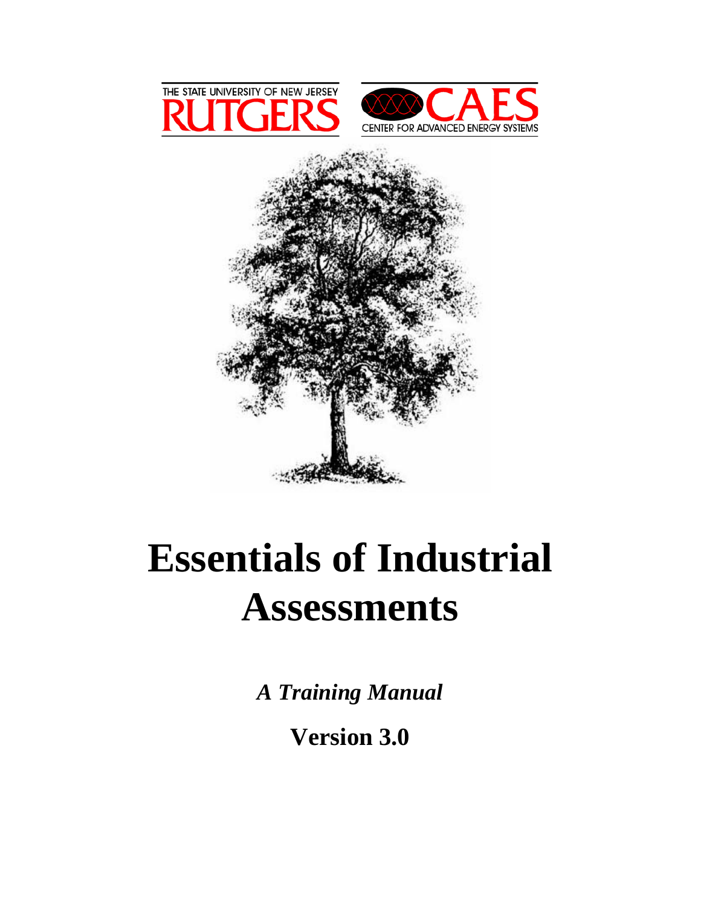THE STATE UNIVERSITY OF NEW JERSEY

RUTGERS

CAES

CENTER FOR ADVANCED ENERGY SYSTEMS

# Essentials of Industrial Assessments

***A Training Manual***

**Version 3.0**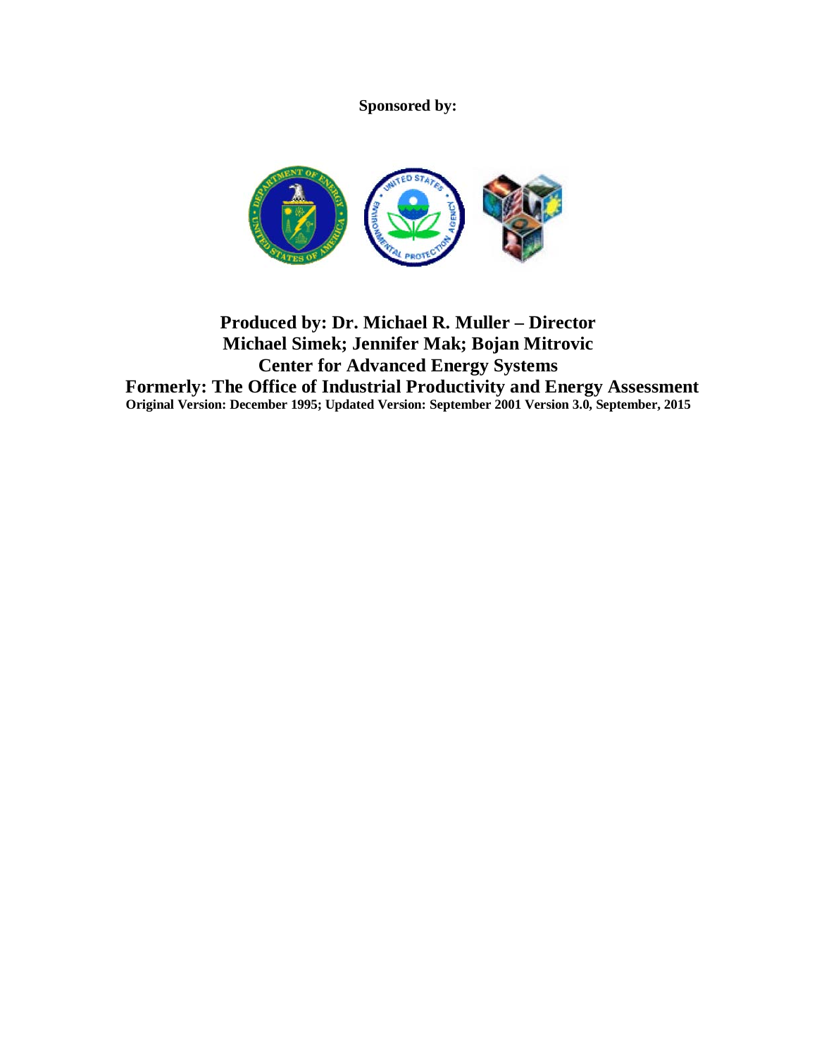**Sponsored by:**

**Produced by: Dr. Michael R. Muller – Director**
**Michael Simek; Jennifer Mak; Bojan Mitrovic**
**Center for Advanced Energy Systems**
**Formerly: The Office of Industrial Productivity and Energy Assessment**
**Original Version: December 1995; Updated Version: September 2001 Version 3.0, September, 2015**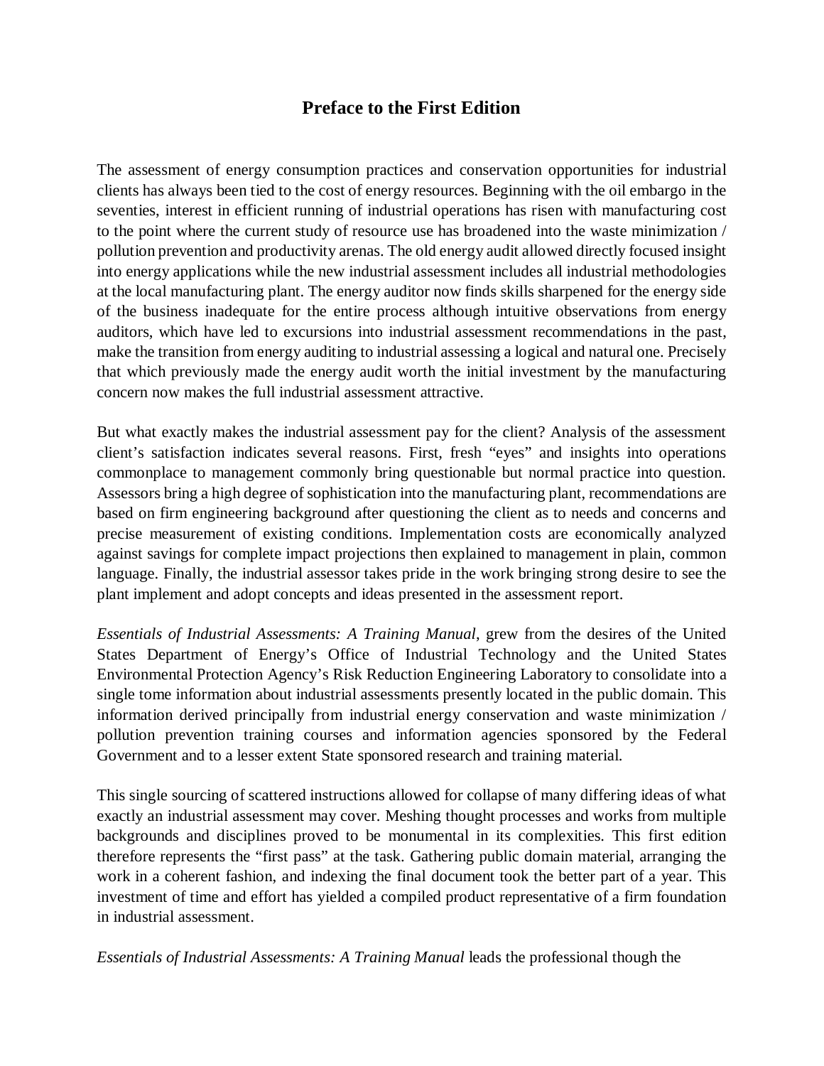## Preface to the First Edition

The assessment of energy consumption practices and conservation opportunities for industrial clients has always been tied to the cost of energy resources. Beginning with the oil embargo in the seventies, interest in efficient running of industrial operations has risen with manufacturing cost to the point where the current study of resource use has broadened into the waste minimization / pollution prevention and productivity arenas. The old energy audit allowed directly focused insight into energy applications while the new industrial assessment includes all industrial methodologies at the local manufacturing plant. The energy auditor now finds skills sharpened for the energy side of the business inadequate for the entire process although intuitive observations from energy auditors, which have led to excursions into industrial assessment recommendations in the past, make the transition from energy auditing to industrial assessing a logical and natural one. Precisely that which previously made the energy audit worth the initial investment by the manufacturing concern now makes the full industrial assessment attractive.

But what exactly makes the industrial assessment pay for the client? Analysis of the assessment client's satisfaction indicates several reasons. First, fresh "eyes" and insights into operations commonplace to management commonly bring questionable but normal practice into question. Assessors bring a high degree of sophistication into the manufacturing plant, recommendations are based on firm engineering background after questioning the client as to needs and concerns and precise measurement of existing conditions. Implementation costs are economically analyzed against savings for complete impact projections then explained to management in plain, common language. Finally, the industrial assessor takes pride in the work bringing strong desire to see the plant implement and adopt concepts and ideas presented in the assessment report.

*Essentials of Industrial Assessments: A Training Manual*, grew from the desires of the United States Department of Energy's Office of Industrial Technology and the United States Environmental Protection Agency's Risk Reduction Engineering Laboratory to consolidate into a single tome information about industrial assessments presently located in the public domain. This information derived principally from industrial energy conservation and waste minimization / pollution prevention training courses and information agencies sponsored by the Federal Government and to a lesser extent State sponsored research and training material.

This single sourcing of scattered instructions allowed for collapse of many differing ideas of what exactly an industrial assessment may cover. Meshing thought processes and works from multiple backgrounds and disciplines proved to be monumental in its complexities. This first edition therefore represents the "first pass" at the task. Gathering public domain material, arranging the work in a coherent fashion, and indexing the final document took the better part of a year. This investment of time and effort has yielded a compiled product representative of a firm foundation in industrial assessment.

*Essentials of Industrial Assessments: A Training Manual* leads the professional though the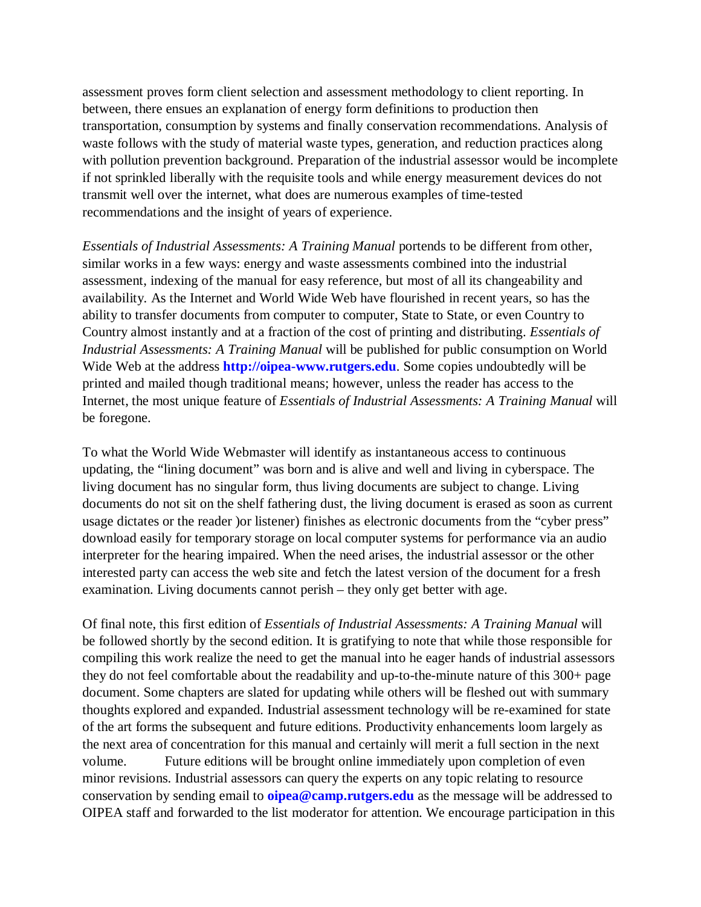assessment proves form client selection and assessment methodology to client reporting. In between, there ensues an explanation of energy form definitions to production then transportation, consumption by systems and finally conservation recommendations. Analysis of waste follows with the study of material waste types, generation, and reduction practices along with pollution prevention background. Preparation of the industrial assessor would be incomplete if not sprinkled liberally with the requisite tools and while energy measurement devices do not transmit well over the internet, what does are numerous examples of time-tested recommendations and the insight of years of experience.

*Essentials of Industrial Assessments: A Training Manual* portends to be different from other, similar works in a few ways: energy and waste assessments combined into the industrial assessment, indexing of the manual for easy reference, but most of all its changeability and availability. As the Internet and World Wide Web have flourished in recent years, so has the ability to transfer documents from computer to computer, State to State, or even Country to Country almost instantly and at a fraction of the cost of printing and distributing. *Essentials of Industrial Assessments: A Training Manual* will be published for public consumption on World Wide Web at the address **http://oipea-www.rutgers.edu**. Some copies undoubtedly will be printed and mailed though traditional means; however, unless the reader has access to the Internet, the most unique feature of *Essentials of Industrial Assessments: A Training Manual* will be foregone.

To what the World Wide Webmaster will identify as instantaneous access to continuous updating, the "lining document" was born and is alive and well and living in cyberspace. The living document has no singular form, thus living documents are subject to change. Living documents do not sit on the shelf fathering dust, the living document is erased as soon as current usage dictates or the reader )or listener) finishes as electronic documents from the "cyber press" download easily for temporary storage on local computer systems for performance via an audio interpreter for the hearing impaired. When the need arises, the industrial assessor or the other interested party can access the web site and fetch the latest version of the document for a fresh examination. Living documents cannot perish – they only get better with age.

Of final note, this first edition of *Essentials of Industrial Assessments: A Training Manual* will be followed shortly by the second edition. It is gratifying to note that while those responsible for compiling this work realize the need to get the manual into he eager hands of industrial assessors they do not feel comfortable about the readability and up-to-the-minute nature of this 300+ page document. Some chapters are slated for updating while others will be fleshed out with summary thoughts explored and expanded. Industrial assessment technology will be re-examined for state of the art forms the subsequent and future editions. Productivity enhancements loom largely as the next area of concentration for this manual and certainly will merit a full section in the next volume. Future editions will be brought online immediately upon completion of even minor revisions. Industrial assessors can query the experts on any topic relating to resource conservation by sending email to **oipea@camp.rutgers.edu** as the message will be addressed to OIPEA staff and forwarded to the list moderator for attention. We encourage participation in this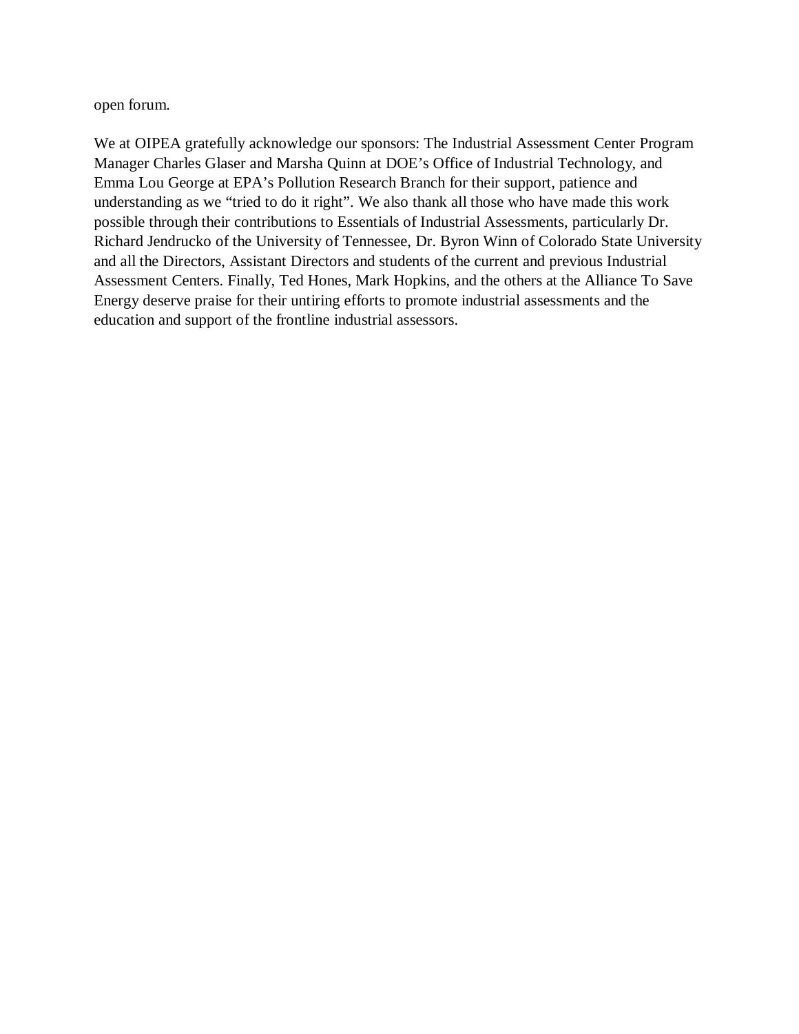open forum.

We at OIPEA gratefully acknowledge our sponsors: The Industrial Assessment Center Program Manager Charles Glaser and Marsha Quinn at DOE's Office of Industrial Technology, and Emma Lou George at EPA's Pollution Research Branch for their support, patience and understanding as we "tried to do it right". We also thank all those who have made this work possible through their contributions to Essentials of Industrial Assessments, particularly Dr. Richard Jendrucko of the University of Tennessee, Dr. Byron Winn of Colorado State University and all the Directors, Assistant Directors and students of the current and previous Industrial Assessment Centers. Finally, Ted Hones, Mark Hopkins, and the others at the Alliance To Save Energy deserve praise for their untiring efforts to promote industrial assessments and the education and support of the frontline industrial assessors.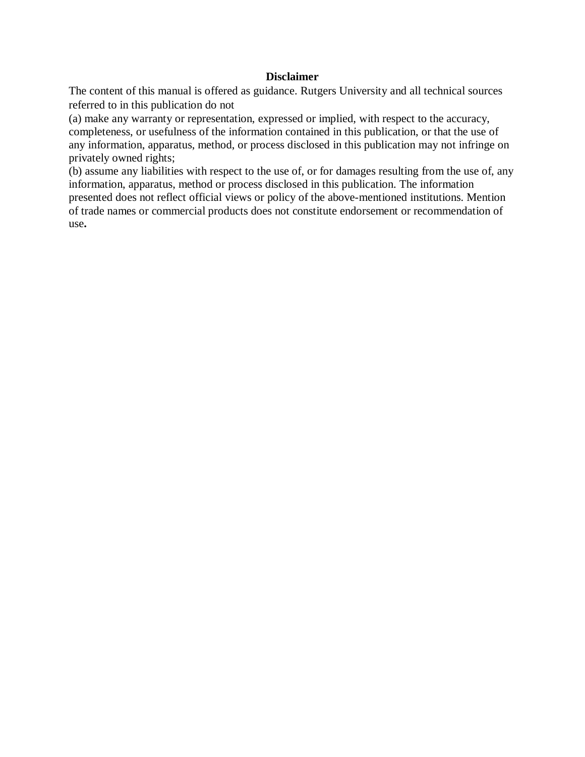## Disclaimer

The content of this manual is offered as guidance. Rutgers University and all technical sources referred to in this publication do not

(a) make any warranty or representation, expressed or implied, with respect to the accuracy, completeness, or usefulness of the information contained in this publication, or that the use of any information, apparatus, method, or process disclosed in this publication may not infringe on privately owned rights;

(b) assume any liabilities with respect to the use of, or for damages resulting from the use of, any information, apparatus, method or process disclosed in this publication. The information presented does not reflect official views or policy of the above-mentioned institutions. Mention of trade names or commercial products does not constitute endorsement or recommendation of use**.**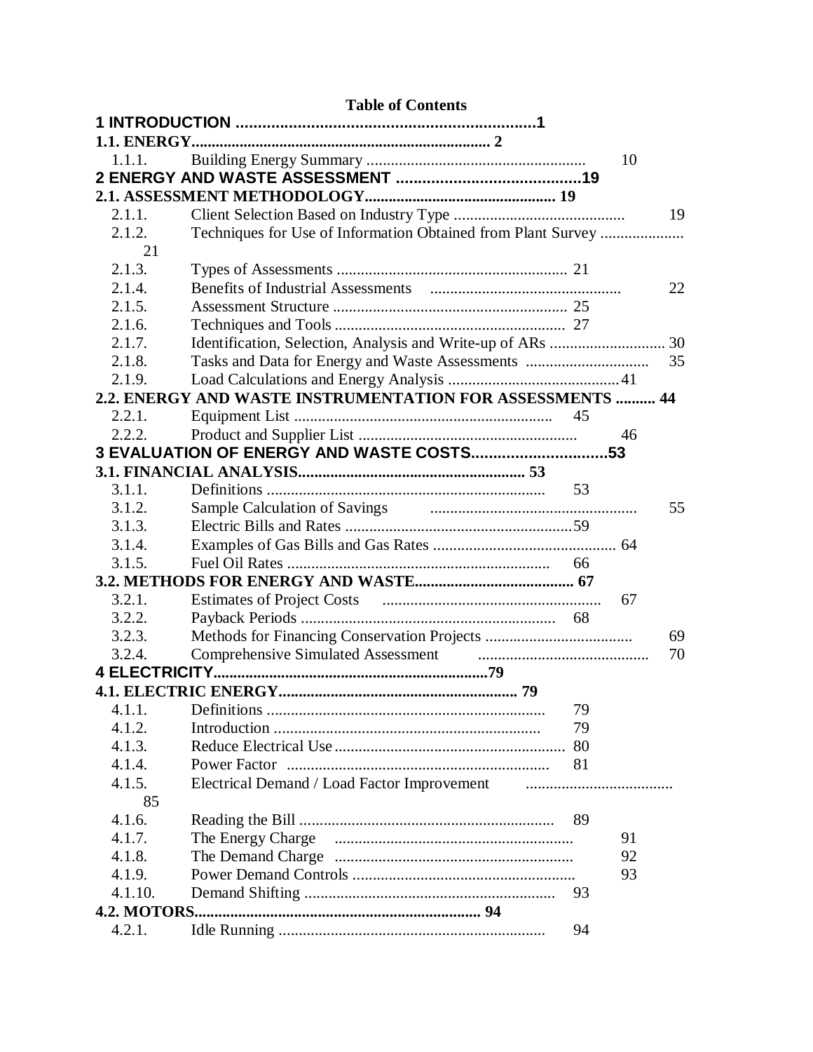**Table of Contents**

**1 INTRODUCTION .....................................................................1**

**1.1. ENERGY.......................................................................... 2**

1.1.1. Building Energy Summary ...................................................... 10

**2 ENERGY AND WASTE ASSESSMENT ..........................................19**

**2.1. ASSESSMENT METHODOLOGY............................................... 19**

2.1.1. Client Selection Based on Industry Type .......................................... 19

2.1.2. Techniques for Use of Information Obtained from Plant Survey .................... 21

2.1.3. Types of Assessments ......................................................... 21

2.1.4. Benefits of Industrial Assessments ............................................... 22

2.1.5. Assessment Structure .......................................................... 25

2.1.6. Techniques and Tools ......................................................... 27

2.1.7. Identification, Selection, Analysis and Write-up of ARs ............................ 30

2.1.8. Tasks and Data for Energy and Waste Assessments .............................. 35

2.1.9. Load Calculations and Energy Analysis ........................................... 41

**2.2. ENERGY AND WASTE INSTRUMENTATION FOR ASSESSMENTS .......... 44**

2.2.1. Equipment List ................................................................ 45

2.2.2. Product and Supplier List ...................................................... 46

**3 EVALUATION OF ENERGY AND WASTE COSTS...............................53**

**3.1. FINANCIAL ANALYSIS........................................................ 53**

3.1.1. Definitions .................................................................... 53

3.1.2. Sample Calculation of Savings ................................................... 55

3.1.3. Electric Bills and Rates ......................................................... 59

3.1.4. Examples of Gas Bills and Gas Rates ............................................. 64

3.1.5. Fuel Oil Rates ................................................................. 66

**3.2. METHODS FOR ENERGY AND WASTE....................................... 67**

3.2.1. Estimates of Project Costs ...................................................... 67

3.2.2. Payback Periods ............................................................... 68

3.2.3. Methods for Financing Conservation Projects .................................... 69

3.2.4. Comprehensive Simulated Assessment .......................................... 70

**4 ELECTRICITY.....................................................................79**

**4.1. ELECTRIC ENERGY........................................................... 79**

4.1.1. Definitions .................................................................... 79

4.1.2. Introduction ................................................................... 79

4.1.3. Reduce Electrical Use ......................................................... 80

4.1.4. Power Factor ................................................................. 81

4.1.5. Electrical Demand / Load Factor Improvement .................................... 85

4.1.6. Reading the Bill ................................................................ 89

4.1.7. The Energy Charge ........................................................... 91

4.1.8. The Demand Charge ........................................................... 92

4.1.9. Power Demand Controls ....................................................... 93

4.1.10. Demand Shifting .............................................................. 93

**4.2. MOTORS....................................................................... 94**

4.2.1. Idle Running .................................................................. 94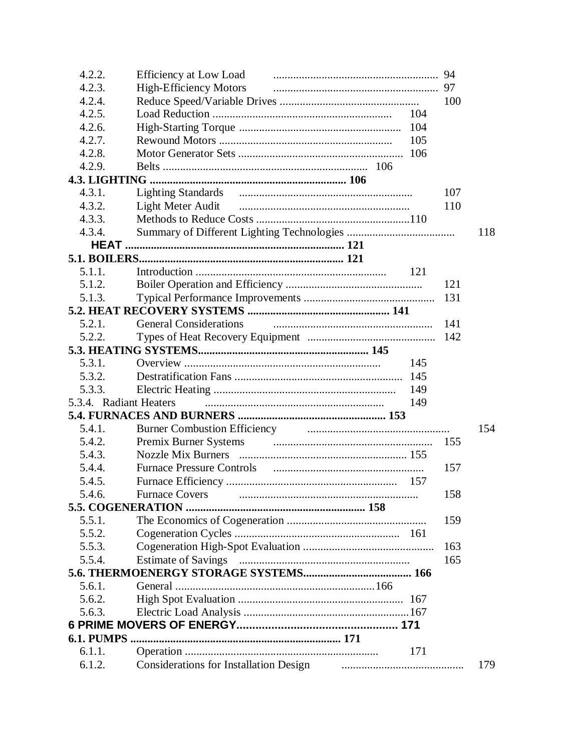4.2.2. Efficiency at Low Load .......................................................... 94
4.2.3. High-Efficiency Motors .......................................................... 97
4.2.4. Reduce Speed/Variable Drives ................................................ 100
4.2.5. Load Reduction .............................................................. 104
4.2.6. High-Starting Torque ........................................................ 104
4.2.7. Rewound Motors ............................................................ 105
4.2.8. Motor Generator Sets ......................................................... 106
4.2.9. Belts ...................................................................... 106

**4.3. LIGHTING .................................................................... 106**

4.3.1. Lighting Standards ............................................................ 107
4.3.2. Light Meter Audit ........................................................... 110
4.3.3. Methods to Reduce Costs .....................................................110
4.3.4. Summary of Different Lighting Technologies ...................................... 118

**HEAT ........................................................................... 121**

**5.1. BOILERS...................................................................... 121**

5.1.1. Introduction .................................................................. 121
5.1.2. Boiler Operation and Efficiency ................................................ 121
5.1.3. Typical Performance Improvements ............................................. 131

**5.2. HEAT RECOVERY SYSTEMS ................................................. 141**

5.2.1. General Considerations ....................................................... 141
5.2.2. Types of Heat Recovery Equipment ............................................ 142

**5.3. HEATING SYSTEMS........................................................... 145**

5.3.1. Overview .................................................................... 145
5.3.2. Destratification Fans .......................................................... 145
5.3.3. Electric Heating ............................................................... 149
5.3.4. Radiant Heaters .............................................................. 149

**5.4. FURNACES AND BURNERS ................................................... 153**

5.4.1. Burner Combustion Efficiency ................................................. 154
5.4.2. Premix Burner Systems ....................................................... 155
5.4.3. Nozzle Mix Burners .......................................................... 155
5.4.4. Furnace Pressure Controls .................................................... 157
5.4.5. Furnace Efficiency ............................................................ 157
5.4.6. Furnace Covers .............................................................. 158

**5.5. COGENERATION .............................................................. 158**

5.5.1. The Economics of Cogeneration ................................................ 159
5.5.2. Cogeneration Cycles ......................................................... 161
5.5.3. Cogeneration High-Spot Evaluation ............................................. 163
5.5.4. Estimate of Savings ........................................................... 165

**5.6. THERMOENERGY STORAGE SYSTEMS...................................... 166**

5.6.1. General .....................................................................166
5.6.2. High Spot Evaluation ......................................................... 167
5.6.3. Electric Load Analysis .........................................................167

**6 PRIME MOVERS OF ENERGY................................................... 171**

**6.1. PUMPS ........................................................................ 171**

6.1.1. Operation ................................................................... 171
6.1.2. Considerations for Installation Design .......................................... 179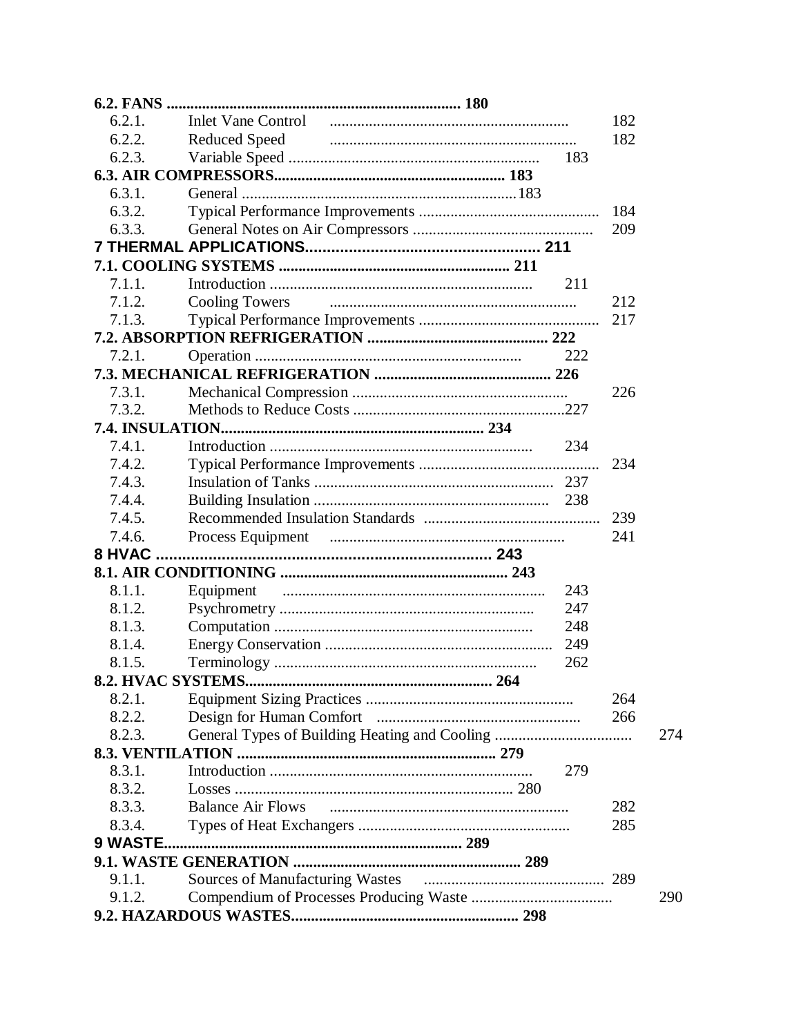**6.2. FANS .......................................................................... 180**

- 6.2.1. Inlet Vane Control ............................................................ 182
- 6.2.2. Reduced Speed .............................................................. 182
- 6.2.3. Variable Speed ............................................................... 183

**6.3. AIR COMPRESSORS.......................................................... 183**

- 6.3.1. General ..................................................................... 183
- 6.3.2. Typical Performance Improvements ............................................. 184
- 6.3.3. General Notes on Air Compressors ............................................. 209

**7 THERMAL APPLICATIONS.................................................... 211**

**7.1. COOLING SYSTEMS .......................................................... 211**

- 7.1.1. Introduction .................................................................. 211
- 7.1.2. Cooling Towers ............................................................... 212
- 7.1.3. Typical Performance Improvements ............................................. 217

**7.2. ABSORPTION REFRIGERATION ............................................ 222**

- 7.2.1. Operation ................................................................... 222

**7.3. MECHANICAL REFRIGERATION ............................................ 226**

- 7.3.1. Mechanical Compression ....................................................... 226
- 7.3.2. Methods to Reduce Costs ...................................................... 227

**7.4. INSULATION.................................................................. 234**

- 7.4.1. Introduction .................................................................. 234
- 7.4.2. Typical Performance Improvements ............................................. 234
- 7.4.3. Insulation of Tanks ........................................................... 237
- 7.4.4. Building Insulation ........................................................... 238
- 7.4.5. Recommended Insulation Standards ............................................. 239
- 7.4.6. Process Equipment ............................................................ 241

**8 HVAC ........................................................................... 243**

**8.1. AIR CONDITIONING ......................................................... 243**

- 8.1.1. Equipment ................................................................... 243
- 8.1.2. Psychrometry ................................................................ 247
- 8.1.3. Computation ................................................................. 248
- 8.1.4. Energy Conservation .......................................................... 249
- 8.1.5. Terminology .................................................................. 262

**8.2. HVAC SYSTEMS.............................................................. 264**

- 8.2.1. Equipment Sizing Practices .................................................... 264
- 8.2.2. Design for Human Comfort ..................................................... 266
- 8.2.3. General Types of Building Heating and Cooling ................................. 274

**8.3. VENTILATION ................................................................ 279**

- 8.3.1. Introduction .................................................................. 279
- 8.3.2. Losses ...................................................................... 280
- 8.3.3. Balance Air Flows ............................................................ 282
- 8.3.4. Types of Heat Exchangers ..................................................... 285

**9 WASTE.......................................................................... 289**

**9.1. WASTE GENERATION ........................................................ 289**

- 9.1.1. Sources of Manufacturing Wastes .............................................. 289
- 9.1.2. Compendium of Processes Producing Waste ...................................... 290

**9.2. HAZARDOUS WASTES......................................................... 298**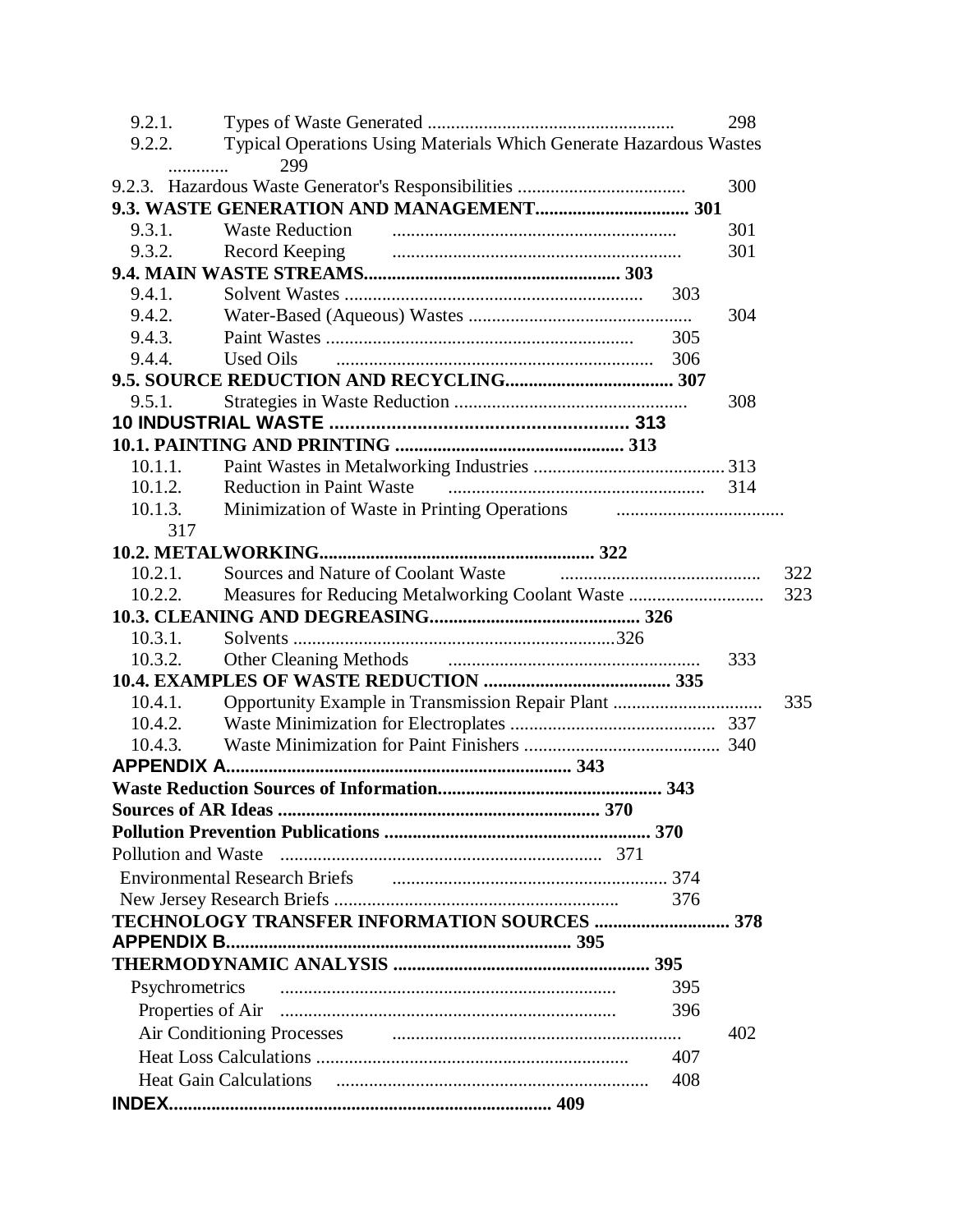9.2.1. Types of Waste Generated ..................................................... 298

9.2.2. Typical Operations Using Materials Which Generate Hazardous Wastes ............. 299

9.2.3. Hazardous Waste Generator's Responsibilities .................................... 300

**9.3. WASTE GENERATION AND MANAGEMENT................................. 301**

9.3.1. Waste Reduction ............................................................. 301

9.3.2. Record Keeping ............................................................. 301

**9.4. MAIN WASTE STREAMS...................................................... 303**

9.4.1. Solvent Wastes ................................................................ 303

9.4.2. Water-Based (Aqueous) Wastes ................................................ 304

9.4.3. Paint Wastes ................................................................. 305

9.4.4. Used Oils ................................................................... 306

**9.5. SOURCE REDUCTION AND RECYCLING.................................... 307**

9.5.1. Strategies in Waste Reduction ................................................. 308

**10 INDUSTRIAL WASTE .......................................................... 313**

**10.1. PAINTING AND PRINTING ................................................ 313**

10.1.1. Paint Wastes in Metalworking Industries ......................................... 313

10.1.2. Reduction in Paint Waste ...................................................... 314

10.1.3. Minimization of Waste in Printing Operations .................................... 317

**10.2. METALWORKING.......................................................... 322**

10.2.1. Sources and Nature of Coolant Waste ........................................... 322

10.2.2. Measures for Reducing Metalworking Coolant Waste ............................ 323

**10.3. CLEANING AND DEGREASING............................................. 326**

10.3.1. Solvents ......................................................................326

10.3.2. Other Cleaning Methods ..................................................... 333

**10.4. EXAMPLES OF WASTE REDUCTION ........................................ 335**

10.4.1. Opportunity Example in Transmission Repair Plant ................................ 335

10.4.2. Waste Minimization for Electroplates ............................................ 337

10.4.3. Waste Minimization for Paint Finishers .......................................... 340

**APPENDIX A......................................................................... 343**

**Waste Reduction Sources of Information................................................ 343**

**Sources of AR Ideas ..................................................................... 370**

**Pollution Prevention Publications ......................................................... 370**

Pollution and Waste ..................................................................... 371

Environmental Research Briefs .......................................................... 374

New Jersey Research Briefs ............................................................ 376

**TECHNOLOGY TRANSFER INFORMATION SOURCES ............................. 378**

**APPENDIX B......................................................................... 395**

**THERMODYNAMIC ANALYSIS ....................................................... 395**

Psychrometrics ....................................................................... 395

Properties of Air ....................................................................... 396

Air Conditioning Processes ............................................................. 402

Heat Loss Calculations .................................................................. 407

Heat Gain Calculations ................................................................. 408

**INDEX.................................................................................. 409**